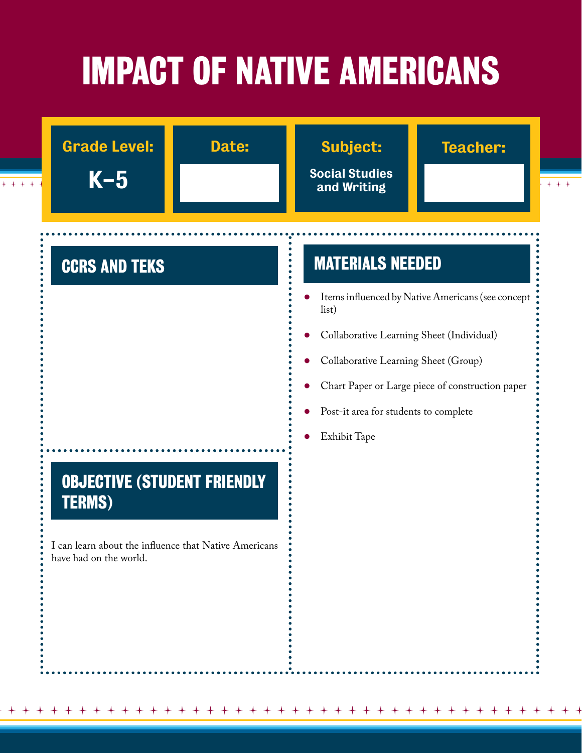# IMPACT OF NATIVE AMERICANS

| Grade Level: | Date: | Subject: | Teacher: |
|---|---|---|---|
| K–5 | | Social Studies and Writing | |

## CCRS AND TEKS

## MATERIALS NEEDED

- Items influenced by Native Americans (see concept list)
- Collaborative Learning Sheet (Individual)
- Collaborative Learning Sheet (Group)
- Chart Paper or Large piece of construction paper
- Post-it area for students to complete
- Exhibit Tape

## OBJECTIVE (STUDENT FRIENDLY TERMS)

I can learn about the influence that Native Americans have had on the world.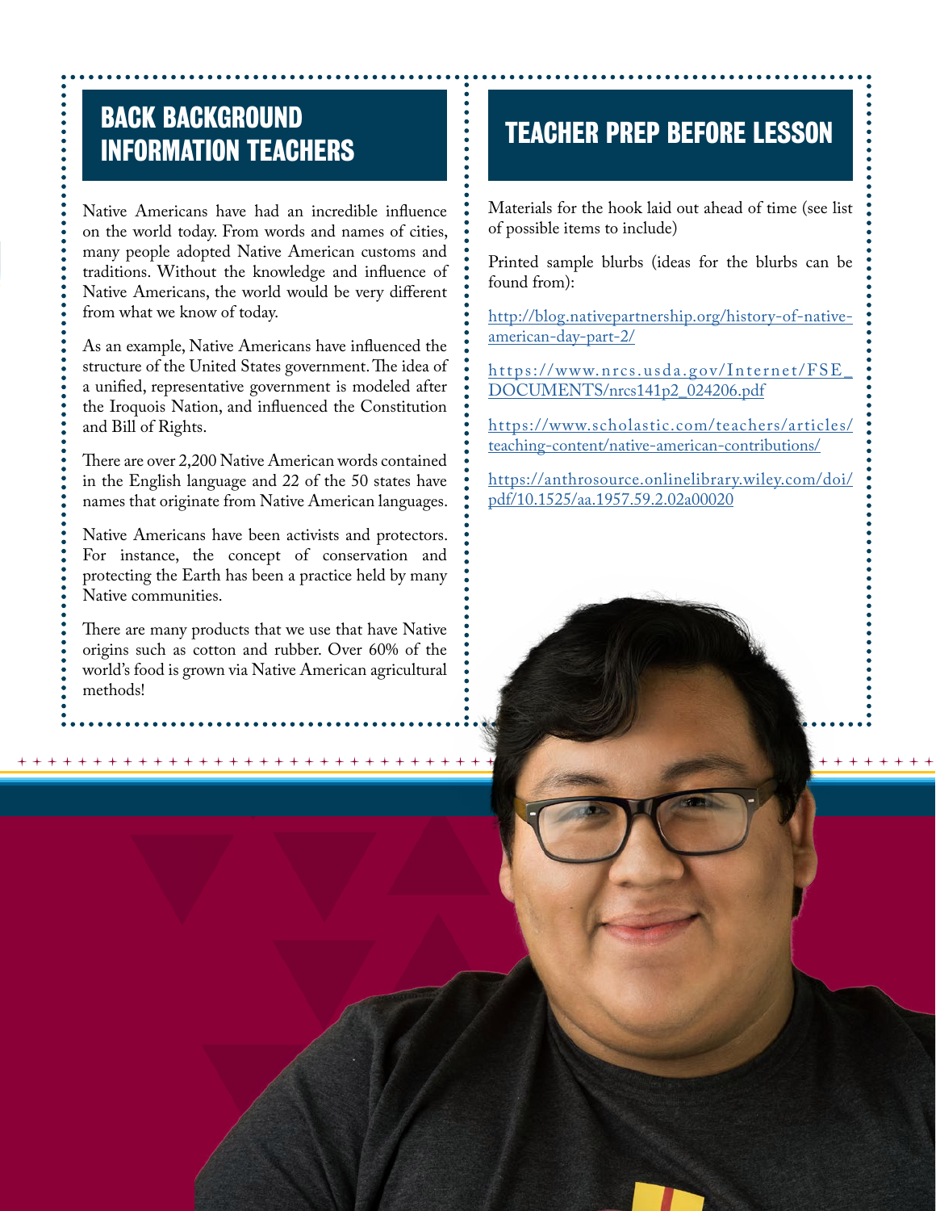## BACK BACKGROUND INFORMATION TEACHERS

Native Americans have had an incredible influence on the world today. From words and names of cities, many people adopted Native American customs and traditions. Without the knowledge and influence of Native Americans, the world would be very different from what we know of today.

As an example, Native Americans have influenced the structure of the United States government. The idea of a unified, representative government is modeled after the Iroquois Nation, and influenced the Constitution and Bill of Rights.

There are over 2,200 Native American words contained in the English language and 22 of the 50 states have names that originate from Native American languages.

Native Americans have been activists and protectors. For instance, the concept of conservation and protecting the Earth has been a practice held by many Native communities.

There are many products that we use that have Native origins such as cotton and rubber. Over 60% of the world's food is grown via Native American agricultural methods!

## TEACHER PREP BEFORE LESSON

Materials for the hook laid out ahead of time (see list of possible items to include)

Printed sample blurbs (ideas for the blurbs can be found from):

http://blog.nativepartnership.org/history-of-native-american-day-part-2/

https://www.nrcs.usda.gov/Internet/FSE_DOCUMENTS/nrcs141p2_024206.pdf

https://www.scholastic.com/teachers/articles/teaching-content/native-american-contributions/

https://anthrosource.onlinelibrary.wiley.com/doi/pdf/10.1525/aa.1957.59.2.02a00020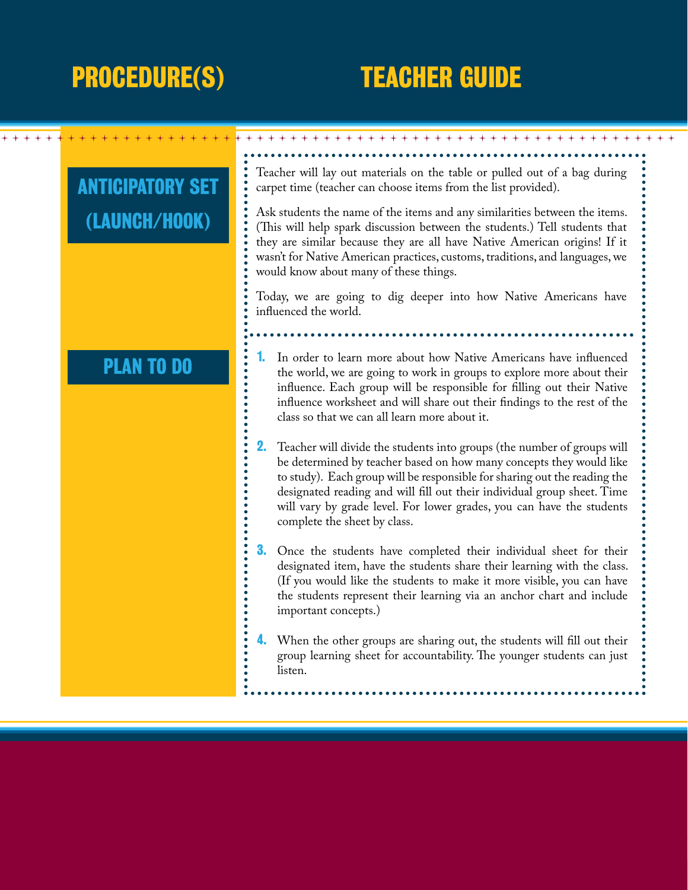# PROCEDURE(S)

# TEACHER GUIDE

## ANTICIPATORY SET (LAUNCH/HOOK)

Teacher will lay out materials on the table or pulled out of a bag during carpet time (teacher can choose items from the list provided).

Ask students the name of the items and any similarities between the items. (This will help spark discussion between the students.) Tell students that they are similar because they are all have Native American origins! If it wasn't for Native American practices, customs, traditions, and languages, we would know about many of these things.

Today, we are going to dig deeper into how Native Americans have influenced the world.

## PLAN TO DO

1. In order to learn more about how Native Americans have influenced the world, we are going to work in groups to explore more about their influence. Each group will be responsible for filling out their Native influence worksheet and will share out their findings to the rest of the class so that we can all learn more about it.
2. Teacher will divide the students into groups (the number of groups will be determined by teacher based on how many concepts they would like to study). Each group will be responsible for sharing out the reading the designated reading and will fill out their individual group sheet. Time will vary by grade level. For lower grades, you can have the students complete the sheet by class.
3. Once the students have completed their individual sheet for their designated item, have the students share their learning with the class. (If you would like the students to make it more visible, you can have the students represent their learning via an anchor chart and include important concepts.)
4. When the other groups are sharing out, the students will fill out their group learning sheet for accountability. The younger students can just listen.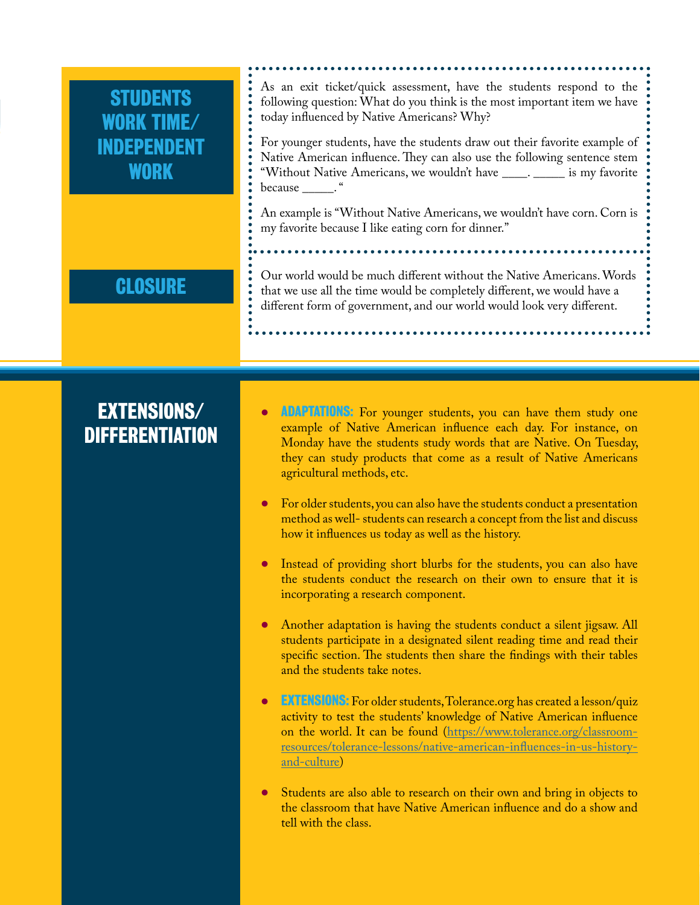## STUDENTS WORK TIME/ INDEPENDENT WORK

As an exit ticket/quick assessment, have the students respond to the following question: What do you think is the most important item we have today influenced by Native Americans? Why?

For younger students, have the students draw out their favorite example of Native American influence. They can also use the following sentence stem "Without Native Americans, we wouldn't have ____. _____ is my favorite because _____. "

An example is "Without Native Americans, we wouldn't have corn. Corn is my favorite because I like eating corn for dinner."

## CLOSURE

Our world would be much different without the Native Americans. Words that we use all the time would be completely different, we would have a different form of government, and our world would look very different.

## EXTENSIONS/ DIFFERENTIATION

- **ADAPTATIONS:** For younger students, you can have them study one example of Native American influence each day. For instance, on Monday have the students study words that are Native. On Tuesday, they can study products that come as a result of Native Americans agricultural methods, etc.
- For older students, you can also have the students conduct a presentation method as well- students can research a concept from the list and discuss how it influences us today as well as the history.
- Instead of providing short blurbs for the students, you can also have the students conduct the research on their own to ensure that it is incorporating a research component.
- Another adaptation is having the students conduct a silent jigsaw. All students participate in a designated silent reading time and read their specific section. The students then share the findings with their tables and the students take notes.
- **EXTENSIONS:** For older students, Tolerance.org has created a lesson/quiz activity to test the students' knowledge of Native American influence on the world. It can be found (https://www.tolerance.org/classroom-resources/tolerance-lessons/native-american-influences-in-us-history-and-culture)
- Students are also able to research on their own and bring in objects to the classroom that have Native American influence and do a show and tell with the class.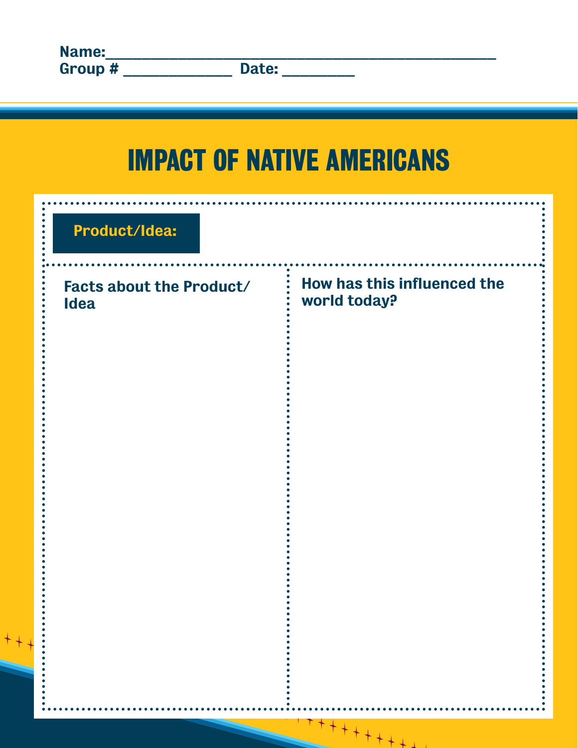Name:___________________________________________

Group # _____________ Date: _________

# IMPACT OF NATIVE AMERICANS

**Product/Idea:**

| Facts about the Product/ Idea | How has this influenced the world today? |
|---|---|
| | |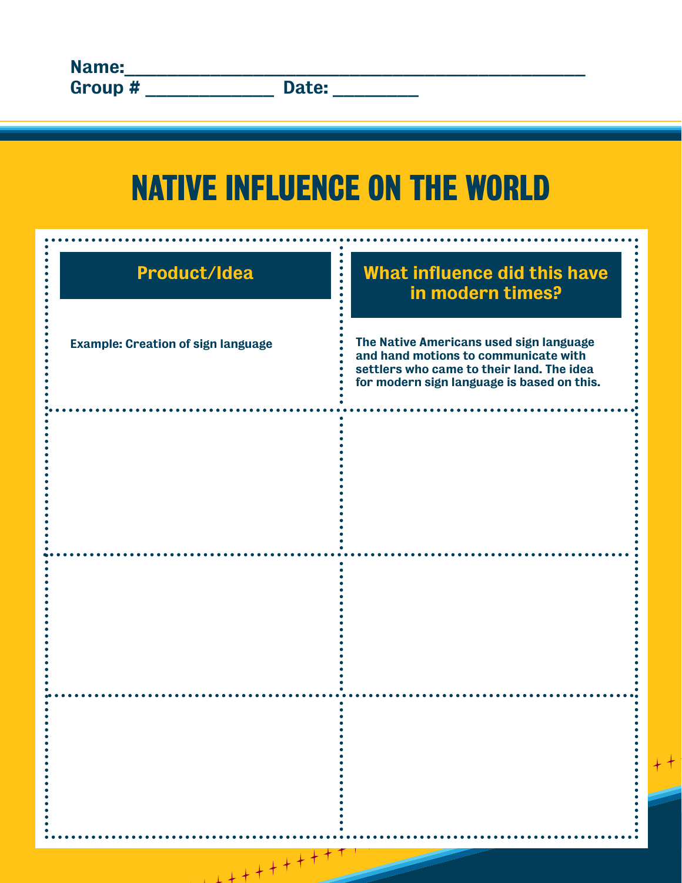Name:_______________________________________________
Group # _____________ Date: _________

# NATIVE INFLUENCE ON THE WORLD

| Product/Idea | What influence did this have in modern times? |
| --- | --- |
| **Example: Creation of sign language** | **The Native Americans used sign language and hand motions to communicate with settlers who came to their land. The idea for modern sign language is based on this.** |
| | |
| | |
| | |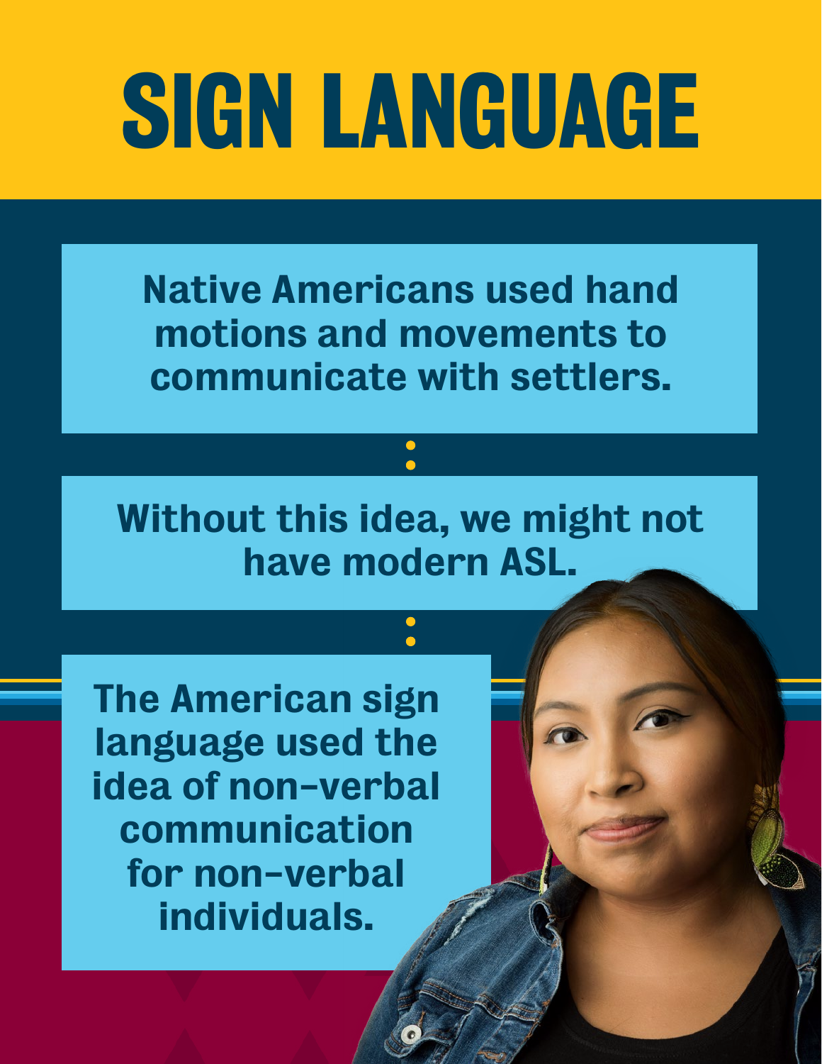# SIGN LANGUAGE

Native Americans used hand motions and movements to communicate with settlers.

Without this idea, we might not have modern ASL.

The American sign language used the idea of non-verbal communication for non-verbal individuals.